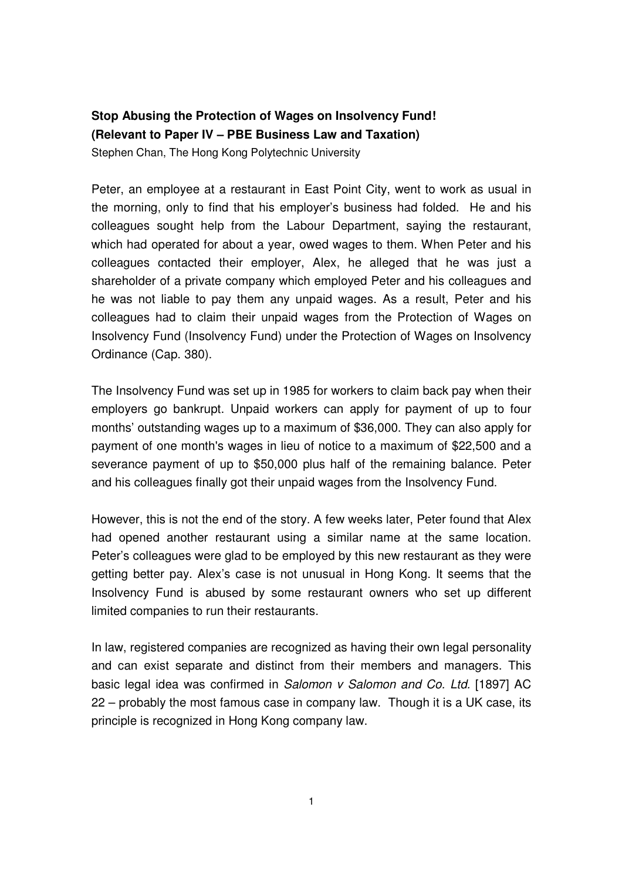**Stop Abusing the Protection of Wages on Insolvency Fund!**
**(Relevant to Paper IV – PBE Business Law and Taxation)**

Stephen Chan, The Hong Kong Polytechnic University

Peter, an employee at a restaurant in East Point City, went to work as usual in the morning, only to find that his employer's business had folded. He and his colleagues sought help from the Labour Department, saying the restaurant, which had operated for about a year, owed wages to them. When Peter and his colleagues contacted their employer, Alex, he alleged that he was just a shareholder of a private company which employed Peter and his colleagues and he was not liable to pay them any unpaid wages. As a result, Peter and his colleagues had to claim their unpaid wages from the Protection of Wages on Insolvency Fund (Insolvency Fund) under the Protection of Wages on Insolvency Ordinance (Cap. 380).

The Insolvency Fund was set up in 1985 for workers to claim back pay when their employers go bankrupt. Unpaid workers can apply for payment of up to four months' outstanding wages up to a maximum of $36,000. They can also apply for payment of one month's wages in lieu of notice to a maximum of $22,500 and a severance payment of up to $50,000 plus half of the remaining balance. Peter and his colleagues finally got their unpaid wages from the Insolvency Fund.

However, this is not the end of the story. A few weeks later, Peter found that Alex had opened another restaurant using a similar name at the same location. Peter's colleagues were glad to be employed by this new restaurant as they were getting better pay. Alex's case is not unusual in Hong Kong. It seems that the Insolvency Fund is abused by some restaurant owners who set up different limited companies to run their restaurants.

In law, registered companies are recognized as having their own legal personality and can exist separate and distinct from their members and managers. This basic legal idea was confirmed in *Salomon v Salomon and Co. Ltd.* [1897] AC 22 – probably the most famous case in company law. Though it is a UK case, its principle is recognized in Hong Kong company law.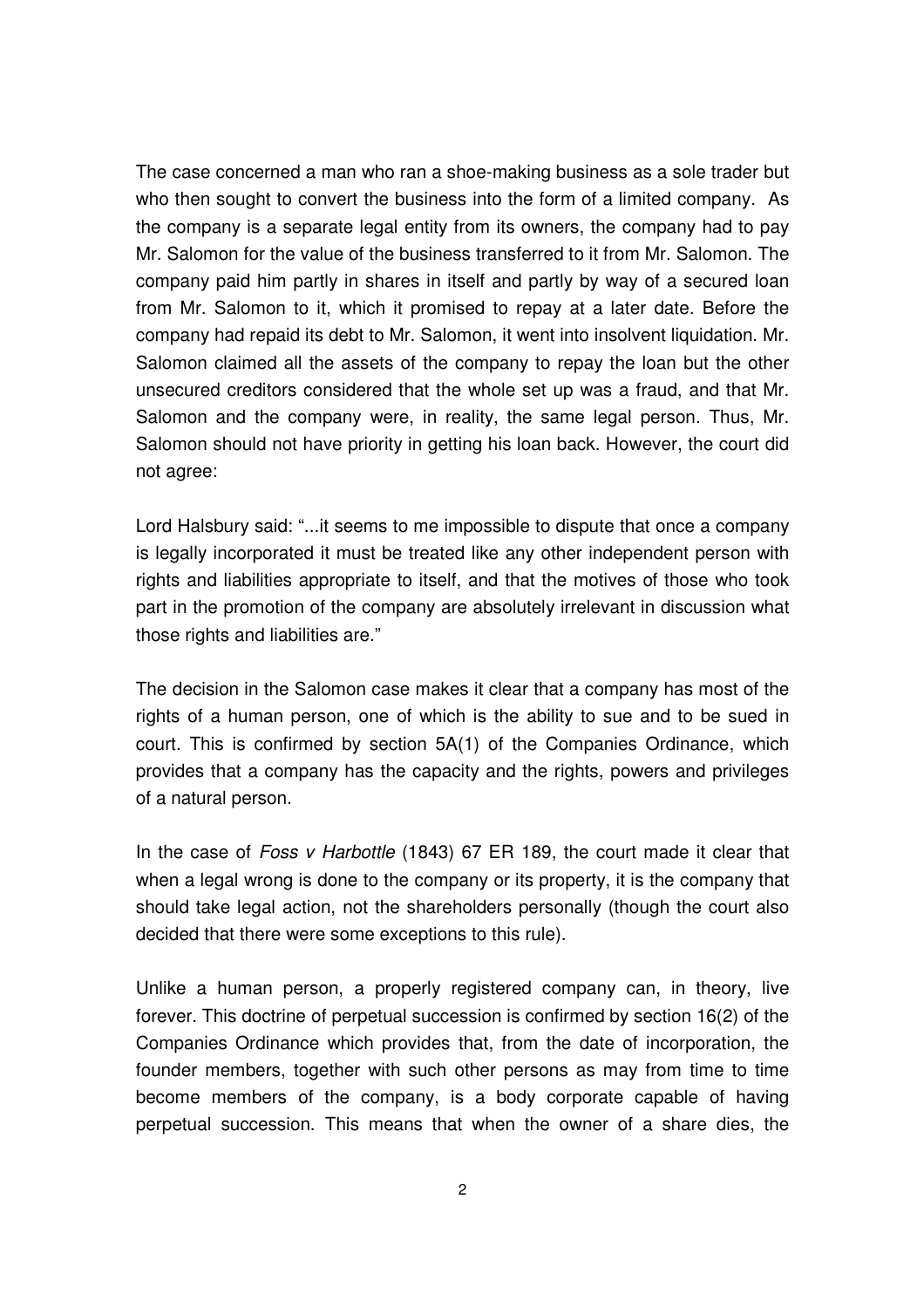The case concerned a man who ran a shoe-making business as a sole trader but who then sought to convert the business into the form of a limited company. As the company is a separate legal entity from its owners, the company had to pay Mr. Salomon for the value of the business transferred to it from Mr. Salomon. The company paid him partly in shares in itself and partly by way of a secured loan from Mr. Salomon to it, which it promised to repay at a later date. Before the company had repaid its debt to Mr. Salomon, it went into insolvent liquidation. Mr. Salomon claimed all the assets of the company to repay the loan but the other unsecured creditors considered that the whole set up was a fraud, and that Mr. Salomon and the company were, in reality, the same legal person. Thus, Mr. Salomon should not have priority in getting his loan back. However, the court did not agree:

Lord Halsbury said: "...it seems to me impossible to dispute that once a company is legally incorporated it must be treated like any other independent person with rights and liabilities appropriate to itself, and that the motives of those who took part in the promotion of the company are absolutely irrelevant in discussion what those rights and liabilities are."

The decision in the Salomon case makes it clear that a company has most of the rights of a human person, one of which is the ability to sue and to be sued in court. This is confirmed by section 5A(1) of the Companies Ordinance, which provides that a company has the capacity and the rights, powers and privileges of a natural person.

In the case of *Foss v Harbottle* (1843) 67 ER 189, the court made it clear that when a legal wrong is done to the company or its property, it is the company that should take legal action, not the shareholders personally (though the court also decided that there were some exceptions to this rule).

Unlike a human person, a properly registered company can, in theory, live forever. This doctrine of perpetual succession is confirmed by section 16(2) of the Companies Ordinance which provides that, from the date of incorporation, the founder members, together with such other persons as may from time to time become members of the company, is a body corporate capable of having perpetual succession. This means that when the owner of a share dies, the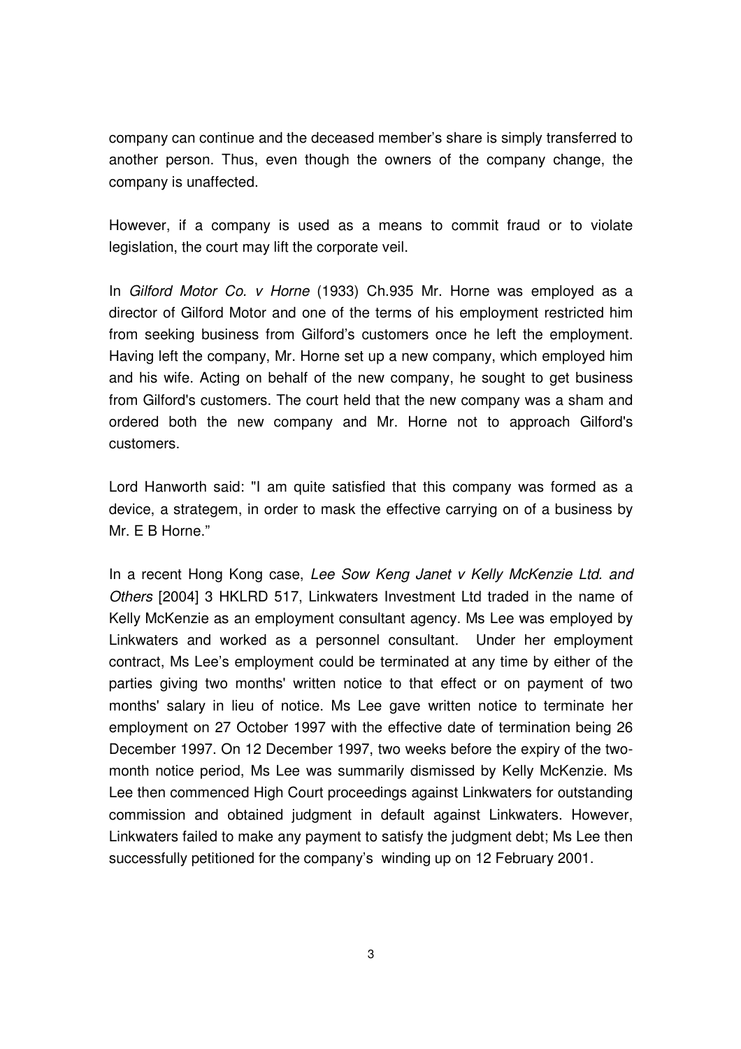company can continue and the deceased member's share is simply transferred to another person. Thus, even though the owners of the company change, the company is unaffected.

However, if a company is used as a means to commit fraud or to violate legislation, the court may lift the corporate veil.

In *Gilford Motor Co. v Horne* (1933) Ch.935 Mr. Horne was employed as a director of Gilford Motor and one of the terms of his employment restricted him from seeking business from Gilford's customers once he left the employment. Having left the company, Mr. Horne set up a new company, which employed him and his wife. Acting on behalf of the new company, he sought to get business from Gilford's customers. The court held that the new company was a sham and ordered both the new company and Mr. Horne not to approach Gilford's customers.

Lord Hanworth said: "I am quite satisfied that this company was formed as a device, a strategem, in order to mask the effective carrying on of a business by Mr. E B Horne."

In a recent Hong Kong case, *Lee Sow Keng Janet v Kelly McKenzie Ltd. and Others* [2004] 3 HKLRD 517, Linkwaters Investment Ltd traded in the name of Kelly McKenzie as an employment consultant agency. Ms Lee was employed by Linkwaters and worked as a personnel consultant. Under her employment contract, Ms Lee's employment could be terminated at any time by either of the parties giving two months' written notice to that effect or on payment of two months' salary in lieu of notice. Ms Lee gave written notice to terminate her employment on 27 October 1997 with the effective date of termination being 26 December 1997. On 12 December 1997, two weeks before the expiry of the two-month notice period, Ms Lee was summarily dismissed by Kelly McKenzie. Ms Lee then commenced High Court proceedings against Linkwaters for outstanding commission and obtained judgment in default against Linkwaters. However, Linkwaters failed to make any payment to satisfy the judgment debt; Ms Lee then successfully petitioned for the company's winding up on 12 February 2001.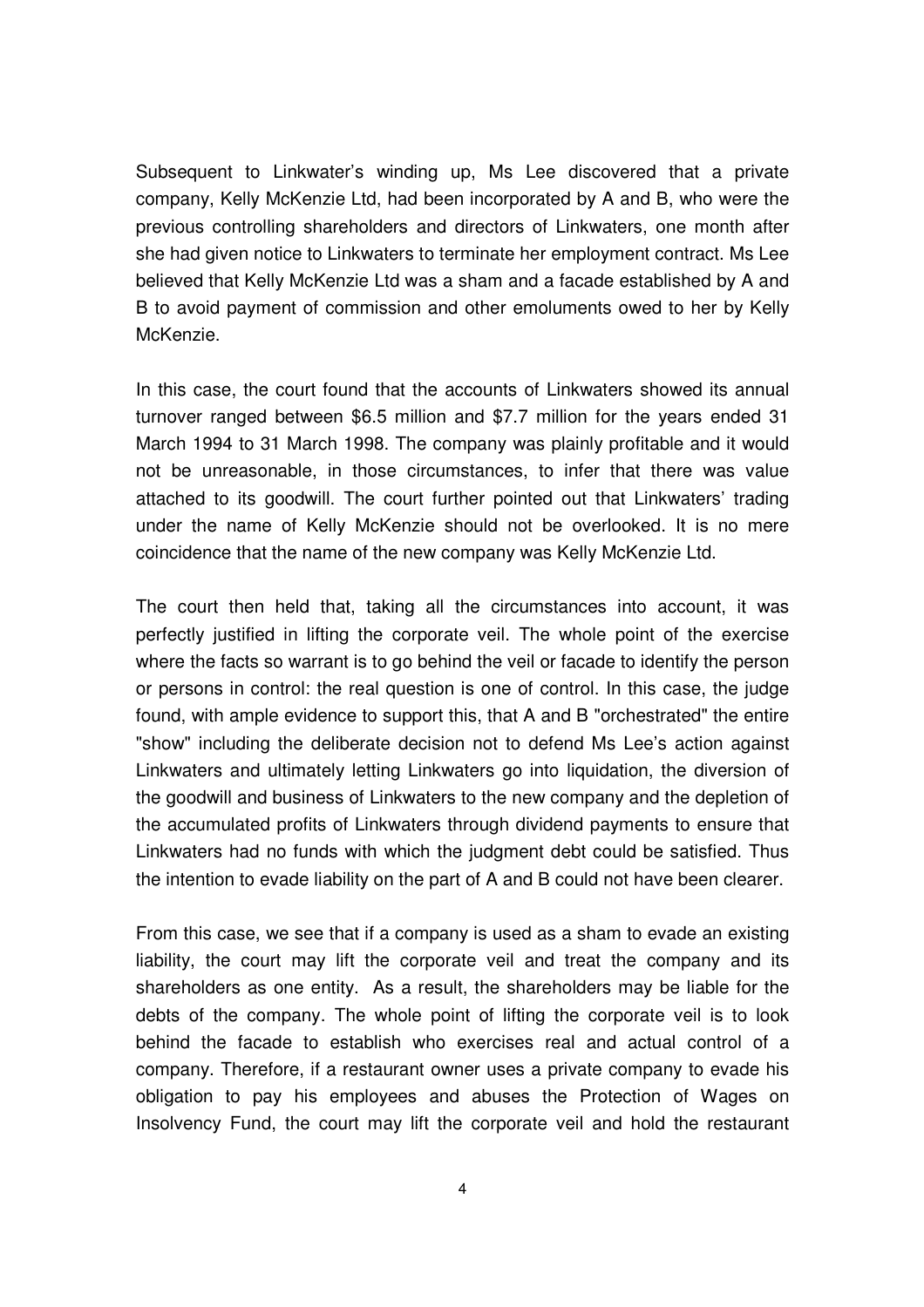Subsequent to Linkwater's winding up, Ms Lee discovered that a private company, Kelly McKenzie Ltd, had been incorporated by A and B, who were the previous controlling shareholders and directors of Linkwaters, one month after she had given notice to Linkwaters to terminate her employment contract. Ms Lee believed that Kelly McKenzie Ltd was a sham and a facade established by A and B to avoid payment of commission and other emoluments owed to her by Kelly McKenzie.

In this case, the court found that the accounts of Linkwaters showed its annual turnover ranged between $6.5 million and $7.7 million for the years ended 31 March 1994 to 31 March 1998. The company was plainly profitable and it would not be unreasonable, in those circumstances, to infer that there was value attached to its goodwill. The court further pointed out that Linkwaters' trading under the name of Kelly McKenzie should not be overlooked. It is no mere coincidence that the name of the new company was Kelly McKenzie Ltd.

The court then held that, taking all the circumstances into account, it was perfectly justified in lifting the corporate veil. The whole point of the exercise where the facts so warrant is to go behind the veil or facade to identify the person or persons in control: the real question is one of control. In this case, the judge found, with ample evidence to support this, that A and B "orchestrated" the entire "show" including the deliberate decision not to defend Ms Lee's action against Linkwaters and ultimately letting Linkwaters go into liquidation, the diversion of the goodwill and business of Linkwaters to the new company and the depletion of the accumulated profits of Linkwaters through dividend payments to ensure that Linkwaters had no funds with which the judgment debt could be satisfied. Thus the intention to evade liability on the part of A and B could not have been clearer.

From this case, we see that if a company is used as a sham to evade an existing liability, the court may lift the corporate veil and treat the company and its shareholders as one entity. As a result, the shareholders may be liable for the debts of the company. The whole point of lifting the corporate veil is to look behind the facade to establish who exercises real and actual control of a company. Therefore, if a restaurant owner uses a private company to evade his obligation to pay his employees and abuses the Protection of Wages on Insolvency Fund, the court may lift the corporate veil and hold the restaurant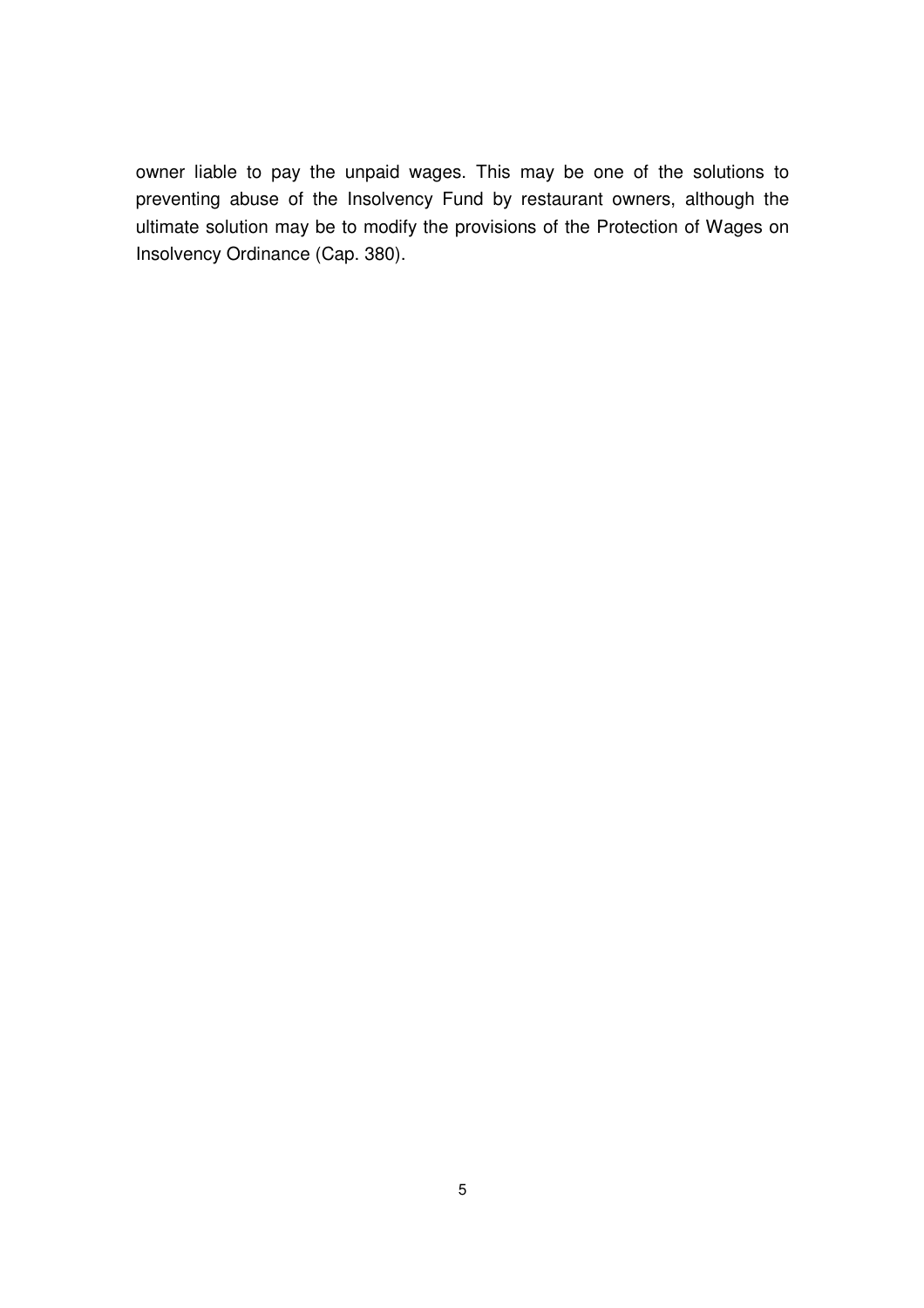owner liable to pay the unpaid wages. This may be one of the solutions to preventing abuse of the Insolvency Fund by restaurant owners, although the ultimate solution may be to modify the provisions of the Protection of Wages on Insolvency Ordinance (Cap. 380).